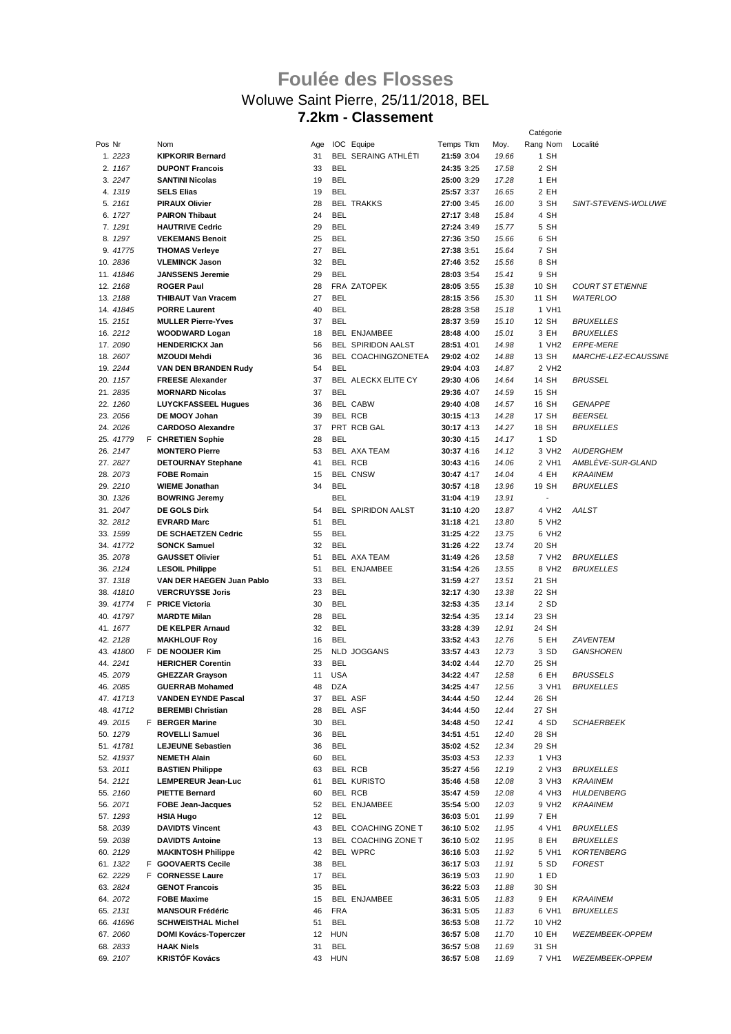# Foulée des Flosses

## Woluwe Saint Pierre, 25/11/2018, BEL

### 7.2km - Classement

| Pos | Nr | | Nom | Age | IOC | Equipe | Temps | Tkm | Moy. | Catégorie Rang | Catégorie Nom | Localité |
|---|---|---|---|---|---|---|---|---|---|---|---|---|
| 1. | 2223 | | **KIPKORIR Bernard** | 31 | BEL | SERAING ATHLÉTI | **21:59** | 3:04 | 19.66 | 1 | SH | |
| 2. | 1167 | | **DUPONT Francois** | 33 | BEL | | **24:35** | 3:25 | 17.58 | 2 | SH | |
| 3. | 2247 | | **SANTINI Nicolas** | 19 | BEL | | **25:00** | 3:29 | 17.28 | 1 | EH | |
| 4. | 1319 | | **SELS Elias** | 19 | BEL | | **25:57** | 3:37 | 16.65 | 2 | EH | |
| 5. | 2161 | | **PIRAUX Olivier** | 28 | BEL | TRAKKS | **27:00** | 3:45 | 16.00 | 3 | SH | SINT-STEVENS-WOLUWE |
| 6. | 1727 | | **PAIRON Thibaut** | 24 | BEL | | **27:17** | 3:48 | 15.84 | 4 | SH | |
| 7. | 1291 | | **HAUTRIVE Cedric** | 29 | BEL | | **27:24** | 3:49 | 15.77 | 5 | SH | |
| 8. | 1297 | | **VEKEMANS Benoit** | 25 | BEL | | **27:36** | 3:50 | 15.66 | 6 | SH | |
| 9. | 41775 | | **THOMAS Verleye** | 27 | BEL | | **27:38** | 3:51 | 15.64 | 7 | SH | |
| 10. | 2836 | | **VLEMINCK Jason** | 32 | BEL | | **27:46** | 3:52 | 15.56 | 8 | SH | |
| 11. | 41846 | | **JANSSENS Jeremie** | 29 | BEL | | **28:03** | 3:54 | 15.41 | 9 | SH | |
| 12. | 2168 | | **ROGER Paul** | 28 | FRA | ZATOPEK | **28:05** | 3:55 | 15.38 | 10 | SH | COURT ST ETIENNE |
| 13. | 2188 | | **THIBAUT Van Vracem** | 27 | BEL | | **28:15** | 3:56 | 15.30 | 11 | SH | WATERLOO |
| 14. | 41845 | | **PORRE Laurent** | 40 | BEL | | **28:28** | 3:58 | 15.18 | 1 | VH1 | |
| 15. | 2151 | | **MULLER Pierre-Yves** | 37 | BEL | | **28:37** | 3:59 | 15.10 | 12 | SH | BRUXELLES |
| 16. | 2212 | | **WOODWARD Logan** | 18 | BEL | ENJAMBEE | **28:48** | 4:00 | 15.01 | 3 | EH | BRUXELLES |
| 17. | 2090 | | **HENDERICKX Jan** | 56 | BEL | SPIRIDON AALST | **28:51** | 4:01 | 14.98 | 1 | VH2 | ERPE-MERE |
| 18. | 2607 | | **MZOUDI Mehdi** | 36 | BEL | COACHINGZONETEA | **29:02** | 4:02 | 14.88 | 13 | SH | MARCHE-LEZ-ECAUSSINE |
| 19. | 2244 | | **VAN DEN BRANDEN Rudy** | 54 | BEL | | **29:04** | 4:03 | 14.87 | 2 | VH2 | |
| 20. | 1157 | | **FREESE Alexander** | 37 | BEL | ALECKX ELITE CY | **29:30** | 4:06 | 14.64 | 14 | SH | BRUSSEL |
| 21. | 2835 | | **MORNARD Nicolas** | 37 | BEL | | **29:36** | 4:07 | 14.59 | 15 | SH | |
| 22. | 1260 | | **LUYCKFASSEEL Hugues** | 36 | BEL | CABW | **29:40** | 4:08 | 14.57 | 16 | SH | GENAPPE |
| 23. | 2056 | | **DE MOOY Johan** | 39 | BEL | RCB | **30:15** | 4:13 | 14.28 | 17 | SH | BEERSEL |
| 24. | 2026 | | **CARDOSO Alexandre** | 37 | PRT | RCB GAL | **30:17** | 4:13 | 14.27 | 18 | SH | BRUXELLES |
| 25. | 41779 | F | **CHRETIEN Sophie** | 28 | BEL | | **30:30** | 4:15 | 14.17 | 1 | SD | |
| 26. | 2147 | | **MONTERO Pierre** | 53 | BEL | AXA TEAM | **30:37** | 4:16 | 14.12 | 3 | VH2 | AUDERGHEM |
| 27. | 2827 | | **DETOURNAY Stephane** | 41 | BEL | RCB | **30:43** | 4:16 | 14.06 | 2 | VH1 | AMBLÈVE-SUR-GLAND |
| 28. | 2073 | | **FOBE Romain** | 15 | BEL | CNSW | **30:47** | 4:17 | 14.04 | 4 | EH | KRAAINEM |
| 29. | 2210 | | **WIEME Jonathan** | 34 | BEL | | **30:57** | 4:18 | 13.96 | 19 | SH | BRUXELLES |
| 30. | 1326 | | **BOWRING Jeremy** | | BEL | | **31:04** | 4:19 | 13.91 | - | | |
| 31. | 2047 | | **DE GOLS Dirk** | 54 | BEL | SPIRIDON AALST | **31:10** | 4:20 | 13.87 | 4 | VH2 | AALST |
| 32. | 2812 | | **EVRARD Marc** | 51 | BEL | | **31:18** | 4:21 | 13.80 | 5 | VH2 | |
| 33. | 1599 | | **DE SCHAETZEN Cedric** | 55 | BEL | | **31:25** | 4:22 | 13.75 | 6 | VH2 | |
| 34. | 41772 | | **SONCK Samuel** | 32 | BEL | | **31:26** | 4:22 | 13.74 | 20 | SH | |
| 35. | 2078 | | **GAUSSET Olivier** | 51 | BEL | AXA TEAM | **31:49** | 4:26 | 13.58 | 7 | VH2 | BRUXELLES |
| 36. | 2124 | | **LESOIL Philippe** | 51 | BEL | ENJAMBEE | **31:54** | 4:26 | 13.55 | 8 | VH2 | BRUXELLES |
| 37. | 1318 | | **VAN DER HAEGEN Juan Pablo** | 33 | BEL | | **31:59** | 4:27 | 13.51 | 21 | SH | |
| 38. | 41810 | | **VERCRUYSSE Joris** | 23 | BEL | | **32:17** | 4:30 | 13.38 | 22 | SH | |
| 39. | 41774 | F | **PRICE Victoria** | 30 | BEL | | **32:53** | 4:35 | 13.14 | 2 | SD | |
| 40. | 41797 | | **MARDTE Milan** | 28 | BEL | | **32:54** | 4:35 | 13.14 | 23 | SH | |
| 41. | 1677 | | **DE KELPER Arnaud** | 32 | BEL | | **33:28** | 4:39 | 12.91 | 24 | SH | |
| 42. | 2128 | | **MAKHLOUF Roy** | 16 | BEL | | **33:52** | 4:43 | 12.76 | 5 | EH | ZAVENTEM |
| 43. | 41800 | F | **DE NOOIJER Kim** | 25 | NLD | JOGGANS | **33:57** | 4:43 | 12.73 | 3 | SD | GANSHOREN |
| 44. | 2241 | | **HERICHER Corentin** | 33 | BEL | | **34:02** | 4:44 | 12.70 | 25 | SH | |
| 45. | 2079 | | **GHEZZAR Grayson** | 11 | USA | | **34:22** | 4:47 | 12.58 | 6 | EH | BRUSSELS |
| 46. | 2085 | | **GUERRAB Mohamed** | 48 | DZA | | **34:25** | 4:47 | 12.56 | 3 | VH1 | BRUXELLES |
| 47. | 41713 | | **VANDEN EYNDE Pascal** | 37 | BEL | ASF | **34:44** | 4:50 | 12.44 | 26 | SH | |
| 48. | 41712 | | **BEREMBI Christian** | 28 | BEL | ASF | **34:44** | 4:50 | 12.44 | 27 | SH | |
| 49. | 2015 | F | **BERGER Marine** | 30 | BEL | | **34:48** | 4:50 | 12.41 | 4 | SD | SCHAERBEEK |
| 50. | 1279 | | **ROVELLI Samuel** | 36 | BEL | | **34:51** | 4:51 | 12.40 | 28 | SH | |
| 51. | 41781 | | **LEJEUNE Sebastien** | 36 | BEL | | **35:02** | 4:52 | 12.34 | 29 | SH | |
| 52. | 41937 | | **NEMETH Alain** | 60 | BEL | | **35:03** | 4:53 | 12.33 | 1 | VH3 | |
| 53. | 2011 | | **BASTIEN Philippe** | 63 | BEL | RCB | **35:27** | 4:56 | 12.19 | 2 | VH3 | BRUXELLES |
| 54. | 2121 | | **LEMPEREUR Jean-Luc** | 61 | BEL | KURISTO | **35:46** | 4:58 | 12.08 | 3 | VH3 | KRAAINEM |
| 55. | 2160 | | **PIETTE Bernard** | 60 | BEL | RCB | **35:47** | 4:59 | 12.08 | 4 | VH3 | HULDENBERG |
| 56. | 2071 | | **FOBE Jean-Jacques** | 52 | BEL | ENJAMBEE | **35:54** | 5:00 | 12.03 | 9 | VH2 | KRAAINEM |
| 57. | 1293 | | **HSIA Hugo** | 12 | BEL | | **36:03** | 5:01 | 11.99 | 7 | EH | |
| 58. | 2039 | | **DAVIDTS Vincent** | 43 | BEL | COACHING ZONE T | **36:10** | 5:02 | 11.95 | 4 | VH1 | BRUXELLES |
| 59. | 2038 | | **DAVIDTS Antoine** | 13 | BEL | COACHING ZONE T | **36:10** | 5:02 | 11.95 | 8 | EH | BRUXELLES |
| 60. | 2129 | | **MAKINTOSH Philippe** | 42 | BEL | WPRC | **36:16** | 5:03 | 11.92 | 5 | VH1 | KORTENBERG |
| 61. | 1322 | F | **GOOVAERTS Cecile** | 38 | BEL | | **36:17** | 5:03 | 11.91 | 5 | SD | FOREST |
| 62. | 2229 | F | **CORNESSE Laure** | 17 | BEL | | **36:19** | 5:03 | 11.90 | 1 | ED | |
| 63. | 2824 | | **GENOT Francois** | 35 | BEL | | **36:22** | 5:03 | 11.88 | 30 | SH | |
| 64. | 2072 | | **FOBE Maxime** | 15 | BEL | ENJAMBEE | **36:31** | 5:05 | 11.83 | 9 | EH | KRAAINEM |
| 65. | 2131 | | **MANSOUR Frédéric** | 46 | FRA | | **36:31** | 5:05 | 11.83 | 6 | VH1 | BRUXELLES |
| 66. | 41696 | | **SCHWEISTHAL Michel** | 51 | BEL | | **36:53** | 5:08 | 11.72 | 10 | VH2 | |
| 67. | 2060 | | **DOMI Kovács-Toperczer** | 12 | HUN | | **36:57** | 5:08 | 11.70 | 10 | EH | WEZEMBEEK-OPPEM |
| 68. | 2833 | | **HAAK Niels** | 31 | BEL | | **36:57** | 5:08 | 11.69 | 31 | SH | |
| 69. | 2107 | | **KRISTÓF Kovács** | 43 | HUN | | **36:57** | 5:08 | 11.69 | 7 | VH1 | WEZEMBEEK-OPPEM |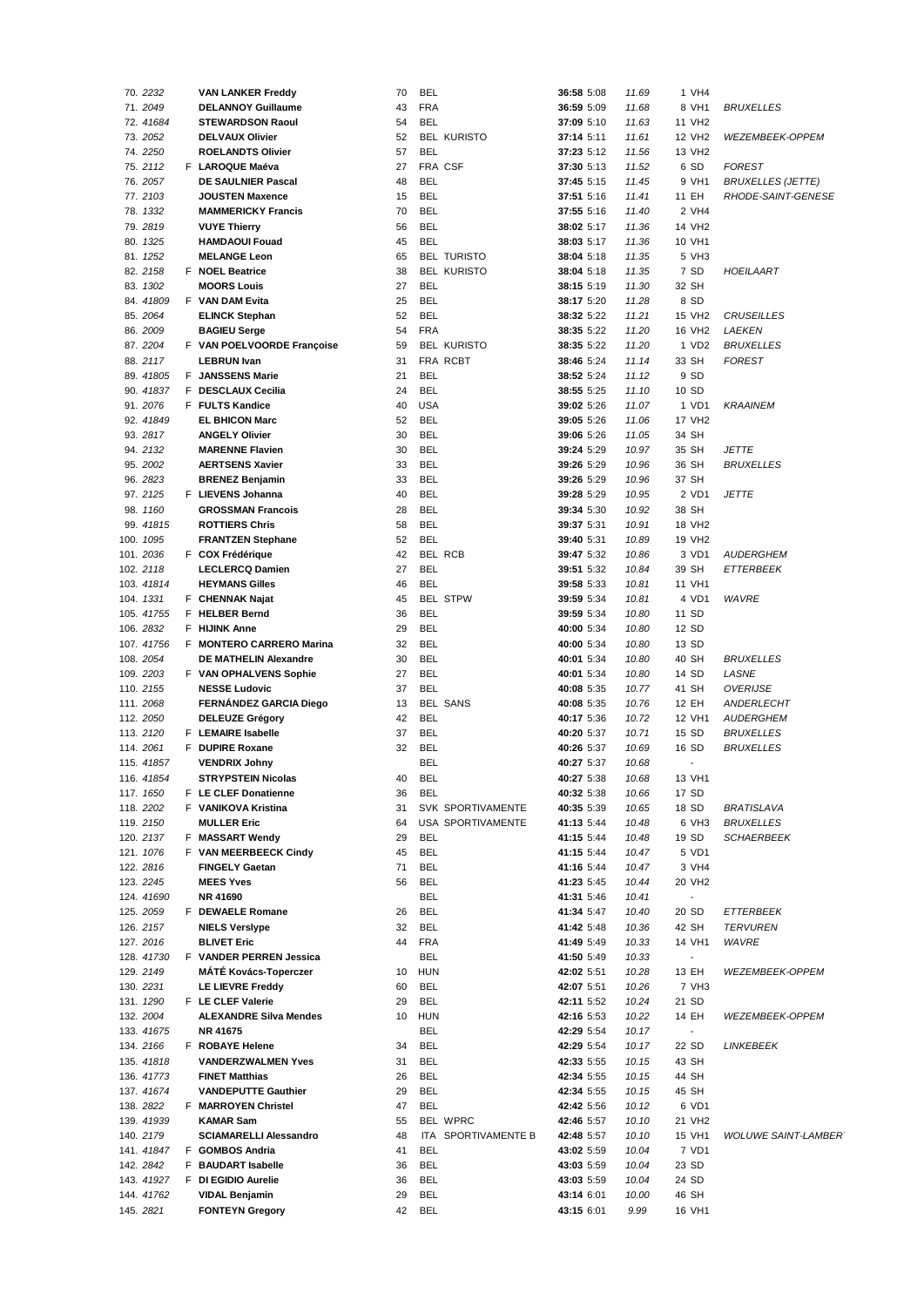| | | | | | | | | | | | | |
|---|---|---|---|---|---|---|---|---|---|---|---|---|
| 70. | 2232 | | **VAN LANKER Freddy** | 70 | BEL | | **36:58** | 5:08 | 11.69 | 1 | VH4 | |
| 71. | 2049 | | **DELANNOY Guillaume** | 43 | FRA | | **36:59** | 5:09 | 11.68 | 8 | VH1 | BRUXELLES |
| 72. | 41684 | | **STEWARDSON Raoul** | 54 | BEL | | **37:09** | 5:10 | 11.63 | 11 | VH2 | |
| 73. | 2052 | | **DELVAUX Olivier** | 52 | BEL | KURISTO | **37:14** | 5:11 | 11.61 | 12 | VH2 | WEZEMBEEK-OPPEM |
| 74. | 2250 | | **ROELANDTS Olivier** | 57 | BEL | | **37:23** | 5:12 | 11.56 | 13 | VH2 | |
| 75. | 2112 | F | **LAROQUE Maéva** | 27 | FRA | CSF | **37:30** | 5:13 | 11.52 | 6 | SD | FOREST |
| 76. | 2057 | | **DE SAULNIER Pascal** | 48 | BEL | | **37:45** | 5:15 | 11.45 | 9 | VH1 | BRUXELLES (JETTE) |
| 77. | 2103 | | **JOUSTEN Maxence** | 15 | BEL | | **37:51** | 5:16 | 11.41 | 11 | EH | RHODE-SAINT-GENESE |
| 78. | 1332 | | **MAMMERICKY Francis** | 70 | BEL | | **37:55** | 5:16 | 11.40 | 2 | VH4 | |
| 79. | 2819 | | **VUYE Thierry** | 56 | BEL | | **38:02** | 5:17 | 11.36 | 14 | VH2 | |
| 80. | 1325 | | **HAMDAOUI Fouad** | 45 | BEL | | **38:03** | 5:17 | 11.36 | 10 | VH1 | |
| 81. | 1252 | | **MELANGE Leon** | 65 | BEL | TURISTO | **38:04** | 5:18 | 11.35 | 5 | VH3 | |
| 82. | 2158 | F | **NOEL Beatrice** | 38 | BEL | KURISTO | **38:04** | 5:18 | 11.35 | 7 | SD | HOEILAART |
| 83. | 1302 | | **MOORS Louis** | 27 | BEL | | **38:15** | 5:19 | 11.30 | 32 | SH | |
| 84. | 41809 | F | **VAN DAM Evita** | 25 | BEL | | **38:17** | 5:20 | 11.28 | 8 | SD | |
| 85. | 2064 | | **ELINCK Stephan** | 52 | BEL | | **38:32** | 5:22 | 11.21 | 15 | VH2 | CRUSEILLES |
| 86. | 2009 | | **BAGIEU Serge** | 54 | FRA | | **38:35** | 5:22 | 11.20 | 16 | VH2 | LAEKEN |
| 87. | 2204 | F | **VAN POELVOORDE Françoise** | 59 | BEL | KURISTO | **38:35** | 5:22 | 11.20 | 1 | VD2 | BRUXELLES |
| 88. | 2117 | | **LEBRUN Ivan** | 31 | FRA | RCBT | **38:46** | 5:24 | 11.14 | 33 | SH | FOREST |
| 89. | 41805 | F | **JANSSENS Marie** | 21 | BEL | | **38:52** | 5:24 | 11.12 | 9 | SD | |
| 90. | 41837 | F | **DESCLAUX Cecilia** | 24 | BEL | | **38:55** | 5:25 | 11.10 | 10 | SD | |
| 91. | 2076 | F | **FULTS Kandice** | 40 | USA | | **39:02** | 5:26 | 11.07 | 1 | VD1 | KRAAINEM |
| 92. | 41849 | | **EL BHICON Marc** | 52 | BEL | | **39:05** | 5:26 | 11.06 | 17 | VH2 | |
| 93. | 2817 | | **ANGELY Olivier** | 30 | BEL | | **39:06** | 5:26 | 11.05 | 34 | SH | |
| 94. | 2132 | | **MARENNE Flavien** | 30 | BEL | | **39:24** | 5:29 | 10.97 | 35 | SH | JETTE |
| 95. | 2002 | | **AERTSENS Xavier** | 33 | BEL | | **39:26** | 5:29 | 10.96 | 36 | SH | BRUXELLES |
| 96. | 2823 | | **BRENEZ Benjamin** | 33 | BEL | | **39:26** | 5:29 | 10.96 | 37 | SH | |
| 97. | 2125 | F | **LIEVENS Johanna** | 40 | BEL | | **39:28** | 5:29 | 10.95 | 2 | VD1 | JETTE |
| 98. | 1160 | | **GROSSMAN Francois** | 28 | BEL | | **39:34** | 5:30 | 10.92 | 38 | SH | |
| 99. | 41815 | | **ROTTIERS Chris** | 58 | BEL | | **39:37** | 5:31 | 10.91 | 18 | VH2 | |
| 100. | 1095 | | **FRANTZEN Stephane** | 52 | BEL | | **39:40** | 5:31 | 10.89 | 19 | VH2 | |
| 101. | 2036 | F | **COX Frédérique** | 42 | BEL | RCB | **39:47** | 5:32 | 10.86 | 3 | VD1 | AUDERGHEM |
| 102. | 2118 | | **LECLERCQ Damien** | 27 | BEL | | **39:51** | 5:32 | 10.84 | 39 | SH | ETTERBEEK |
| 103. | 41814 | | **HEYMANS Gilles** | 46 | BEL | | **39:58** | 5:33 | 10.81 | 11 | VH1 | |
| 104. | 1331 | F | **CHENNAK Najat** | 45 | BEL | STPW | **39:59** | 5:34 | 10.81 | 4 | VD1 | WAVRE |
| 105. | 41755 | F | **HELBER Bernd** | 36 | BEL | | **39:59** | 5:34 | 10.80 | 11 | SD | |
| 106. | 2832 | F | **HIJINK Anne** | 29 | BEL | | **40:00** | 5:34 | 10.80 | 12 | SD | |
| 107. | 41756 | F | **MONTERO CARRERO Marina** | 32 | BEL | | **40:00** | 5:34 | 10.80 | 13 | SD | |
| 108. | 2054 | | **DE MATHELIN Alexandre** | 30 | BEL | | **40:01** | 5:34 | 10.80 | 40 | SH | BRUXELLES |
| 109. | 2203 | F | **VAN OPHALVENS Sophie** | 27 | BEL | | **40:01** | 5:34 | 10.80 | 14 | SD | LASNE |
| 110. | 2155 | | **NESSE Ludovic** | 37 | BEL | | **40:08** | 5:35 | 10.77 | 41 | SH | OVERIJSE |
| 111. | 2068 | | **FERNÁNDEZ GARCIA Diego** | 13 | BEL | SANS | **40:08** | 5:35 | 10.76 | 12 | EH | ANDERLECHT |
| 112. | 2050 | | **DELEUZE Grégory** | 42 | BEL | | **40:17** | 5:36 | 10.72 | 12 | VH1 | AUDERGHEM |
| 113. | 2120 | F | **LEMAIRE Isabelle** | 37 | BEL | | **40:20** | 5:37 | 10.71 | 15 | SD | BRUXELLES |
| 114. | 2061 | F | **DUPIRE Roxane** | 32 | BEL | | **40:26** | 5:37 | 10.69 | 16 | SD | BRUXELLES |
| 115. | 41857 | | **VENDRIX Johny** | | BEL | | **40:27** | 5:37 | 10.68 | - | | |
| 116. | 41854 | | **STRYPSTEIN Nicolas** | 40 | BEL | | **40:27** | 5:38 | 10.68 | 13 | VH1 | |
| 117. | 1650 | F | **LE CLEF Donatienne** | 36 | BEL | | **40:32** | 5:38 | 10.66 | 17 | SD | |
| 118. | 2202 | F | **VANIKOVA Kristina** | 31 | SVK | SPORTIVAMENTE | **40:35** | 5:39 | 10.65 | 18 | SD | BRATISLAVA |
| 119. | 2150 | | **MULLER Eric** | 64 | USA | SPORTIVAMENTE | **41:13** | 5:44 | 10.48 | 6 | VH3 | BRUXELLES |
| 120. | 2137 | F | **MASSART Wendy** | 29 | BEL | | **41:15** | 5:44 | 10.48 | 19 | SD | SCHAERBEEK |
| 121. | 1076 | F | **VAN MEERBEECK Cindy** | 45 | BEL | | **41:15** | 5:44 | 10.47 | 5 | VD1 | |
| 122. | 2816 | | **FINGELY Gaetan** | 71 | BEL | | **41:16** | 5:44 | 10.47 | 3 | VH4 | |
| 123. | 2245 | | **MEES Yves** | 56 | BEL | | **41:23** | 5:45 | 10.44 | 20 | VH2 | |
| 124. | 41690 | | **NR 41690** | | BEL | | **41:31** | 5:46 | 10.41 | - | | |
| 125. | 2059 | F | **DEWAELE Romane** | 26 | BEL | | **41:34** | 5:47 | 10.40 | 20 | SD | ETTERBEEK |
| 126. | 2157 | | **NIELS Verslype** | 32 | BEL | | **41:42** | 5:48 | 10.36 | 42 | SH | TERVUREN |
| 127. | 2016 | | **BLIVET Eric** | 44 | FRA | | **41:49** | 5:49 | 10.33 | 14 | VH1 | WAVRE |
| 128. | 41730 | F | **VANDER PERREN Jessica** | | BEL | | **41:50** | 5:49 | 10.33 | - | | |
| 129. | 2149 | | **MÁTÉ Kovács-Toperczer** | 10 | HUN | | **42:02** | 5:51 | 10.28 | 13 | EH | WEZEMBEEK-OPPEM |
| 130. | 2231 | | **LE LIEVRE Freddy** | 60 | BEL | | **42:07** | 5:51 | 10.26 | 7 | VH3 | |
| 131. | 1290 | F | **LE CLEF Valerie** | 29 | BEL | | **42:11** | 5:52 | 10.24 | 21 | SD | |
| 132. | 2004 | | **ALEXANDRE Silva Mendes** | 10 | HUN | | **42:16** | 5:53 | 10.22 | 14 | EH | WEZEMBEEK-OPPEM |
| 133. | 41675 | | **NR 41675** | | BEL | | **42:29** | 5:54 | 10.17 | - | | |
| 134. | 2166 | F | **ROBAYE Helene** | 34 | BEL | | **42:29** | 5:54 | 10.17 | 22 | SD | LINKEBEEK |
| 135. | 41818 | | **VANDERZWALMEN Yves** | 31 | BEL | | **42:33** | 5:55 | 10.15 | 43 | SH | |
| 136. | 41773 | | **FINET Matthias** | 26 | BEL | | **42:34** | 5:55 | 10.15 | 44 | SH | |
| 137. | 41674 | | **VANDEPUTTE Gauthier** | 29 | BEL | | **42:34** | 5:55 | 10.15 | 45 | SH | |
| 138. | 2822 | F | **MARROYEN Christel** | 47 | BEL | | **42:42** | 5:56 | 10.12 | 6 | VD1 | |
| 139. | 41939 | | **KAMAR Sam** | 55 | BEL | WPRC | **42:46** | 5:57 | 10.10 | 21 | VH2 | |
| 140. | 2179 | | **SCIAMARELLI Alessandro** | 48 | ITA | SPORTIVAMENTE B | **42:48** | 5:57 | 10.10 | 15 | VH1 | WOLUWE SAINT-LAMBERT |
| 141. | 41847 | F | **GOMBOS Andria** | 41 | BEL | | **43:02** | 5:59 | 10.04 | 7 | VD1 | |
| 142. | 2842 | F | **BAUDART Isabelle** | 36 | BEL | | **43:03** | 5:59 | 10.04 | 23 | SD | |
| 143. | 41927 | F | **DI EGIDIO Aurelie** | 36 | BEL | | **43:03** | 5:59 | 10.04 | 24 | SD | |
| 144. | 41762 | | **VIDAL Benjamin** | 29 | BEL | | **43:14** | 6:01 | 10.00 | 46 | SH | |
| 145. | 2821 | | **FONTEYN Gregory** | 42 | BEL | | **43:15** | 6:01 | 9.99 | 16 | VH1 | |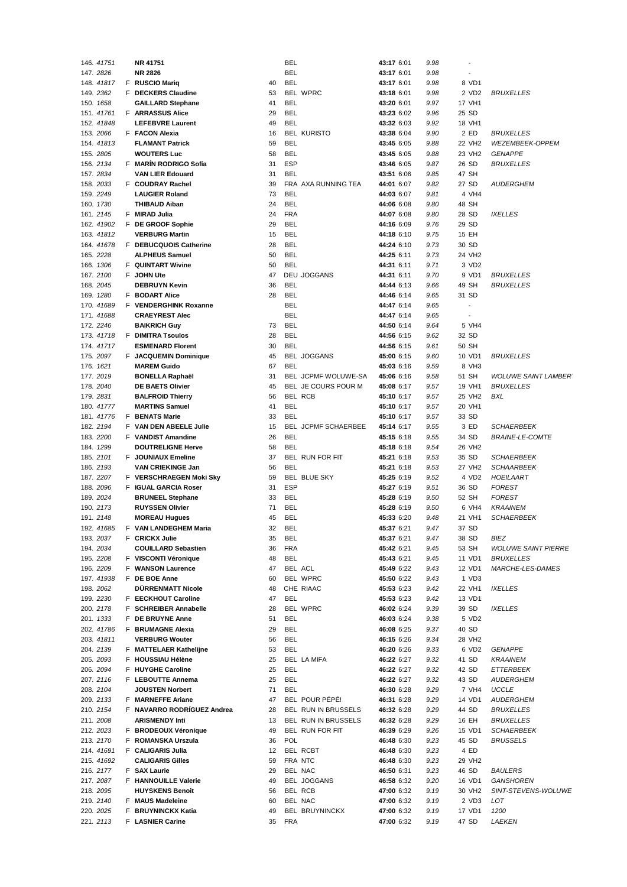| | | | | | | | | | | | | |
|---|---|---|---|---|---|---|---|---|---|---|---|---|
| 146. | *41751* | | **NR 41751** | | BEL | | **43:17** | 6:01 | *9.98* | - | | |
| 147. | *2826* | | **NR 2826** | | BEL | | **43:17** | 6:01 | *9.98* | - | | |
| 148. | *41817* | F | **RUSCIO Mariq** | 40 | BEL | | **43:17** | 6:01 | *9.98* | 8 | VD1 | |
| 149. | *2362* | F | **DECKERS Claudine** | 53 | BEL | WPRC | **43:18** | 6:01 | *9.98* | 2 | VD2 | *BRUXELLES* |
| 150. | *1658* | | **GAILLARD Stephane** | 41 | BEL | | **43:20** | 6:01 | *9.97* | 17 | VH1 | |
| 151. | *41761* | F | **ARRASSUS Alice** | 29 | BEL | | **43:23** | 6:02 | *9.96* | 25 | SD | |
| 152. | *41848* | | **LEFEBVRE Laurent** | 49 | BEL | | **43:32** | 6:03 | *9.92* | 18 | VH1 | |
| 153. | *2066* | F | **FACON Alexia** | 16 | BEL | KURISTO | **43:38** | 6:04 | *9.90* | 2 | ED | *BRUXELLES* |
| 154. | *41813* | | **FLAMANT Patrick** | 59 | BEL | | **43:45** | 6:05 | *9.88* | 22 | VH2 | *WEZEMBEEK-OPPEM* |
| 155. | *2805* | | **WOUTERS Luc** | 58 | BEL | | **43:45** | 6:05 | *9.88* | 23 | VH2 | *GENAPPE* |
| 156. | *2134* | F | **MARÍN RODRIGO Sofía** | 31 | ESP | | **43:46** | 6:05 | *9.87* | 26 | SD | *BRUXELLES* |
| 157. | *2834* | | **VAN LIER Edouard** | 31 | BEL | | **43:51** | 6:06 | *9.85* | 47 | SH | |
| 158. | *2033* | F | **COUDRAY Rachel** | 39 | FRA | AXA RUNNING TEA | **44:01** | 6:07 | *9.82* | 27 | SD | *AUDERGHEM* |
| 159. | *2249* | | **LAUGIER Roland** | 73 | BEL | | **44:03** | 6:07 | *9.81* | 4 | VH4 | |
| 160. | *1730* | | **THIBAUD Aiban** | 24 | BEL | | **44:06** | 6:08 | *9.80* | 48 | SH | |
| 161. | *2145* | F | **MIRAD Julia** | 24 | FRA | | **44:07** | 6:08 | *9.80* | 28 | SD | *IXELLES* |
| 162. | *41902* | F | **DE GROOF Sophie** | 29 | BEL | | **44:16** | 6:09 | *9.76* | 29 | SD | |
| 163. | *41812* | | **VERBURG Martin** | 15 | BEL | | **44:18** | 6:10 | *9.75* | 15 | EH | |
| 164. | *41678* | F | **DEBUCQUOIS Catherine** | 28 | BEL | | **44:24** | 6:10 | *9.73* | 30 | SD | |
| 165. | *2228* | | **ALPHEUS Samuel** | 50 | BEL | | **44:25** | 6:11 | *9.73* | 24 | VH2 | |
| 166. | *1306* | F | **QUINTART Wivine** | 50 | BEL | | **44:31** | 6:11 | *9.71* | 3 | VD2 | |
| 167. | *2100* | F | **JOHN Ute** | 47 | DEU | JOGGANS | **44:31** | 6:11 | *9.70* | 9 | VD1 | *BRUXELLES* |
| 168. | *2045* | | **DEBRUYN Kevin** | 36 | BEL | | **44:44** | 6:13 | *9.66* | 49 | SH | *BRUXELLES* |
| 169. | *1280* | F | **BODART Alice** | 28 | BEL | | **44:46** | 6:14 | *9.65* | 31 | SD | |
| 170. | *41689* | F | **VENDERGHINK Roxanne** | | BEL | | **44:47** | 6:14 | *9.65* | - | | |
| 171. | *41688* | | **CRAEYREST Alec** | | BEL | | **44:47** | 6:14 | *9.65* | - | | |
| 172. | *2246* | | **BAIKRICH Guy** | 73 | BEL | | **44:50** | 6:14 | *9.64* | 5 | VH4 | |
| 173. | *41718* | F | **DIMITRA Tsoulos** | 28 | BEL | | **44:56** | 6:15 | *9.62* | 32 | SD | |
| 174. | *41717* | | **ESMENARD Florent** | 30 | BEL | | **44:56** | 6:15 | *9.61* | 50 | SH | |
| 175. | *2097* | F | **JACQUEMIN Dominique** | 45 | BEL | JOGGANS | **45:00** | 6:15 | *9.60* | 10 | VD1 | *BRUXELLES* |
| 176. | *1621* | | **MAREM Guido** | 67 | BEL | | **45:03** | 6:16 | *9.59* | 8 | VH3 | |
| 177. | *2019* | | **BONELLA Raphaël** | 31 | BEL | JCPMF WOLUWE-SA | **45:06** | 6:16 | *9.58* | 51 | SH | *WOLUWE SAINT LAMBER* |
| 178. | *2040* | | **DE BAETS Olivier** | 45 | BEL | JE COURS POUR M | **45:08** | 6:17 | *9.57* | 19 | VH1 | *BRUXELLES* |
| 179. | *2831* | | **BALFROID Thierry** | 56 | BEL | RCB | **45:10** | 6:17 | *9.57* | 25 | VH2 | *BXL* |
| 180. | *41777* | | **MARTINS Samuel** | 41 | BEL | | **45:10** | 6:17 | *9.57* | 20 | VH1 | |
| 181. | *41776* | F | **BENATS Marie** | 33 | BEL | | **45:10** | 6:17 | *9.57* | 33 | SD | |
| 182. | *2194* | F | **VAN DEN ABEELE Julie** | 15 | BEL | JCPMF SCHAERBEE | **45:14** | 6:17 | *9.55* | 3 | ED | *SCHAERBEEK* |
| 183. | *2200* | F | **VANDIST Amandine** | 26 | BEL | | **45:15** | 6:18 | *9.55* | 34 | SD | *BRAINE-LE-COMTE* |
| 184. | *1299* | | **DOUTRELIGNE Herve** | 58 | BEL | | **45:18** | 6:18 | *9.54* | 26 | VH2 | |
| 185. | *2101* | F | **JOUNIAUX Emeline** | 37 | BEL | RUN FOR FIT | **45:21** | 6:18 | *9.53* | 35 | SD | *SCHAERBEEK* |
| 186. | *2193* | | **VAN CRIEKINGE Jan** | 56 | BEL | | **45:21** | 6:18 | *9.53* | 27 | VH2 | *SCHAARBEEK* |
| 187. | *2207* | F | **VERSCHRAEGEN Moki Sky** | 59 | BEL | BLUE SKY | **45:25** | 6:19 | *9.52* | 4 | VD2 | *HOEILAART* |
| 188. | *2096* | F | **IGUAL GARCIA Roser** | 31 | ESP | | **45:27** | 6:19 | *9.51* | 36 | SD | *FOREST* |
| 189. | *2024* | | **BRUNEEL Stephane** | 33 | BEL | | **45:28** | 6:19 | *9.50* | 52 | SH | *FOREST* |
| 190. | *2173* | | **RUYSSEN Olivier** | 71 | BEL | | **45:28** | 6:19 | *9.50* | 6 | VH4 | *KRAAINEM* |
| 191. | *2148* | | **MOREAU Hugues** | 45 | BEL | | **45:33** | 6:20 | *9.48* | 21 | VH1 | *SCHAERBEEK* |
| 192. | *41685* | F | **VAN LANDEGHEM Maria** | 32 | BEL | | **45:37** | 6:21 | *9.47* | 37 | SD | |
| 193. | *2037* | F | **CRICKX Julie** | 35 | BEL | | **45:37** | 6:21 | *9.47* | 38 | SD | *BIEZ* |
| 194. | *2034* | | **COUILLARD Sebastien** | 36 | FRA | | **45:42** | 6:21 | *9.45* | 53 | SH | *WOLUWE SAINT PIERRE* |
| 195. | *2208* | F | **VISCONTI Véronique** | 48 | BEL | | **45:43** | 6:21 | *9.45* | 11 | VD1 | *BRUXELLES* |
| 196. | *2209* | F | **WANSON Laurence** | 47 | BEL | ACL | **45:49** | 6:22 | *9.43* | 12 | VD1 | *MARCHE-LES-DAMES* |
| 197. | *41938* | F | **DE BOE Anne** | 60 | BEL | WPRC | **45:50** | 6:22 | *9.43* | 1 | VD3 | |
| 198. | *2062* | | **DÜRRENMATT Nicole** | 48 | CHE | RIAAC | **45:53** | 6:23 | *9.42* | 22 | VH1 | *IXELLES* |
| 199. | *2230* | F | **EECKHOUT Caroline** | 47 | BEL | | **45:53** | 6:23 | *9.42* | 13 | VD1 | |
| 200. | *2178* | F | **SCHREIBER Annabelle** | 28 | BEL | WPRC | **46:02** | 6:24 | *9.39* | 39 | SD | *IXELLES* |
| 201. | *1333* | F | **DE BRUYNE Anne** | 51 | BEL | | **46:03** | 6:24 | *9.38* | 5 | VD2 | |
| 202. | *41786* | F | **BRUMAGNE Alexia** | 29 | BEL | | **46:08** | 6:25 | *9.37* | 40 | SD | |
| 203. | *41811* | | **VERBURG Wouter** | 56 | BEL | | **46:15** | 6:26 | *9.34* | 28 | VH2 | |
| 204. | *2139* | F | **MATTELAER Kathelijne** | 53 | BEL | | **46:20** | 6:26 | *9.33* | 6 | VD2 | *GENAPPE* |
| 205. | *2093* | F | **HOUSSIAU Hélène** | 25 | BEL | LA MIFA | **46:22** | 6:27 | *9.32* | 41 | SD | *KRAAINEM* |
| 206. | *2094* | F | **HUYGHE Caroline** | 25 | BEL | | **46:22** | 6:27 | *9.32* | 42 | SD | *ETTERBEEK* |
| 207. | *2116* | F | **LEBOUTTE Annema** | 25 | BEL | | **46:22** | 6:27 | *9.32* | 43 | SD | *AUDERGHEM* |
| 208. | *2104* | | **JOUSTEN Norbert** | 71 | BEL | | **46:30** | 6:28 | *9.29* | 7 | VH4 | *UCCLE* |
| 209. | *2133* | F | **MARNEFFE Ariane** | 47 | BEL | POUR PÉPÉ! | **46:31** | 6:28 | *9.29* | 14 | VD1 | *AUDERGHEM* |
| 210. | *2154* | F | **NAVARRO RODRÍGUEZ Andrea** | 28 | BEL | RUN IN BRUSSELS | **46:32** | 6:28 | *9.29* | 44 | SD | *BRUXELLES* |
| 211. | *2008* | | **ARISMENDY Inti** | 13 | BEL | RUN IN BRUSSELS | **46:32** | 6:28 | *9.29* | 16 | EH | *BRUXELLES* |
| 212. | *2023* | F | **BRODEOUX Véronique** | 49 | BEL | RUN FOR FIT | **46:39** | 6:29 | *9.26* | 15 | VD1 | *SCHAERBEEK* |
| 213. | *2170* | F | **ROMANSKA Urszula** | 36 | POL | | **46:48** | 6:30 | *9.23* | 45 | SD | *BRUSSELS* |
| 214. | *41691* | F | **CALIGARIS Julia** | 12 | BEL | RCBT | **46:48** | 6:30 | *9.23* | 4 | ED | |
| 215. | *41692* | | **CALIGARIS Gilles** | 59 | FRA | NTC | **46:48** | 6:30 | *9.23* | 29 | VH2 | |
| 216. | *2177* | F | **SAX Laurie** | 29 | BEL | NAC | **46:50** | 6:31 | *9.23* | 46 | SD | *BAULERS* |
| 217. | *2087* | F | **HANNOUILLE Valerie** | 49 | BEL | JOGGANS | **46:58** | 6:32 | *9.20* | 16 | VD1 | *GANSHOREN* |
| 218. | *2095* | | **HUYSKENS Benoit** | 56 | BEL | RCB | **47:00** | 6:32 | *9.19* | 30 | VH2 | *SINT-STEVENS-WOLUWE* |
| 219. | *2140* | F | **MAUS Madeleine** | 60 | BEL | NAC | **47:00** | 6:32 | *9.19* | 2 | VD3 | *LOT* |
| 220. | *2025* | F | **BRUYNINCKX Katia** | 49 | BEL | BRUYNINCKX | **47:00** | 6:32 | *9.19* | 17 | VD1 | *1200* |
| 221. | *2113* | F | **LASNIER Carine** | 35 | FRA | | **47:00** | 6:32 | *9.19* | 47 | SD | *LAEKEN* |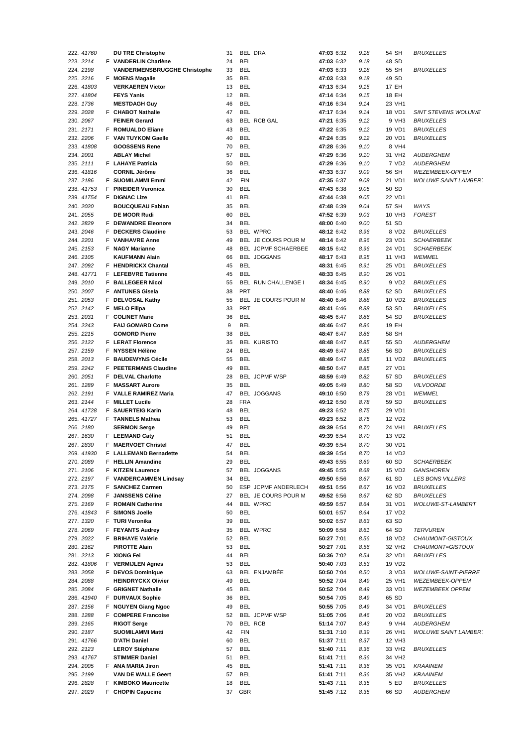| | | | | | | | | | | | | |
|---|---|---|---|---|---|---|---|---|---|---|---|---|
| 222. | *41760* | | **DU TRE Christophe** | 31 | BEL | DRA | **47:03** | 6:32 | *9.18* | 54 | SH | *BRUXELLES* |
| 223. | *2214* | F | **VANDERLIN Charlène** | 24 | BEL | | **47:03** | 6:32 | *9.18* | 48 | SD | |
| 224. | *2198* | | **VANDERMENSBRUGGHE Christophe** | 33 | BEL | | **47:03** | 6:32 | *9.18* | 55 | SH | *BRUXELLES* |
| 225. | *2216* | F | **MOENS Magalie** | 35 | BEL | | **47:03** | 6:33 | *9.18* | 49 | SD | |
| 226. | *41803* | | **VERKAEREN Victor** | 13 | BEL | | **47:13** | 6:34 | *9.15* | 17 | EH | |
| 227. | *41804* | | **FEYS Yanis** | 12 | BEL | | **47:14** | 6:34 | *9.15* | 18 | EH | |
| 228. | *1736* | | **MESTDAGH Guy** | 46 | BEL | | **47:16** | 6:34 | *9.14* | 23 | VH1 | |
| 229. | *2028* | F | **CHABOT Nathalie** | 47 | BEL | | **47:17** | 6:34 | *9.14* | 18 | VD1 | *SINT STEVENS WOLUWE* |
| 230. | *2067* | | **FEINER Gerard** | 63 | BEL | RCB GAL | **47:21** | 6:35 | *9.12* | 9 | VH3 | *BRUXELLES* |
| 231. | *2171* | F | **ROMUALDO Eliane** | 43 | BEL | | **47:22** | 6:35 | *9.12* | 19 | VD1 | *BRUXELLES* |
| 232. | *2206* | F | **VAN TUYKOM Gaelle** | 40 | BEL | | **47:24** | 6:35 | *9.12* | 20 | VD1 | *BRUXELLES* |
| 233. | *41808* | | **GOOSSENS Rene** | 70 | BEL | | **47:28** | 6:36 | *9.10* | 8 | VH4 | |
| 234. | *2001* | | **ABLAY Michel** | 57 | BEL | | **47:29** | 6:36 | *9.10* | 31 | VH2 | *AUDERGHEM* |
| 235. | *2111* | F | **LAHAYE Patricia** | 50 | BEL | | **47:29** | 6:36 | *9.10* | 7 | VD2 | *AUDERGHEM* |
| 236. | *41816* | | **CORNIL Jérôme** | 36 | BEL | | **47:33** | 6:37 | *9.09* | 56 | SH | *WEZEMBEEK-OPPEM* |
| 237. | *2186* | F | **SUOMILAMMI Emmi** | 42 | FIN | | **47:35** | 6:37 | *9.08* | 21 | VD1 | *WOLUWE SAINT LAMBERT* |
| 238. | *41753* | F | **PINEIDER Veronica** | 30 | BEL | | **47:43** | 6:38 | *9.05* | 50 | SD | |
| 239. | *41754* | F | **DIGNAC Lize** | 41 | BEL | | **47:44** | 6:38 | *9.05* | 22 | VD1 | |
| 240. | *2020* | | **BOUCQUEAU Fabian** | 35 | BEL | | **47:48** | 6:39 | *9.04* | 57 | SH | *WAYS* |
| 241. | *2055* | | **DE MOOR Rudi** | 60 | BEL | | **47:52** | 6:39 | *9.03* | 10 | VH3 | *FOREST* |
| 242. | *2829* | F | **DEWANDRE Eleonore** | 34 | BEL | | **48:00** | 6:40 | *9.00* | 51 | SD | |
| 243. | *2046* | F | **DECKERS Claudine** | 53 | BEL | WPRC | **48:12** | 6:42 | *8.96* | 8 | VD2 | *BRUXELLES* |
| 244. | *2201* | F | **VANHAVRE Anne** | 49 | BEL | JE COURS POUR M | **48:14** | 6:42 | *8.96* | 23 | VD1 | *SCHAERBEEK* |
| 245. | *2153* | F | **NAGY Marianne** | 48 | BEL | JCPMF SCHAERBEE | **48:15** | 6:42 | *8.96* | 24 | VD1 | *SCHAERBEEK* |
| 246. | *2105* | | **KAUFMANN Alain** | 66 | BEL | JOGGANS | **48:17** | 6:43 | *8.95* | 11 | VH3 | *WEMMEL* |
| 247. | *2092* | F | **HENDRICKX Chantal** | 45 | BEL | | **48:31** | 6:45 | *8.91* | 25 | VD1 | *BRUXELLES* |
| 248. | *41771* | F | **LEFEBVRE Tatienne** | 45 | BEL | | **48:33** | 6:45 | *8.90* | 26 | VD1 | |
| 249. | *2010* | F | **BALLEGEER Nicol** | 55 | BEL | RUN CHALLENGE I | **48:34** | 6:45 | *8.90* | 9 | VD2 | *BRUXELLES* |
| 250. | *2007* | F | **ANTUNES Gisela** | 38 | PRT | | **48:40** | 6:46 | *8.88* | 52 | SD | *BRUXELLES* |
| 251. | *2053* | F | **DELVOSAL Kathy** | 55 | BEL | JE COURS POUR M | **48:40** | 6:46 | *8.88* | 10 | VD2 | *BRUXELLES* |
| 252. | *2142* | F | **MELO Filipa** | 33 | PRT | | **48:41** | 6:46 | *8.88* | 53 | SD | *BRUXELLES* |
| 253. | *2031* | F | **COLINET Marie** | 36 | BEL | | **48:45** | 6:47 | *8.86* | 54 | SD | *BRUXELLES* |
| 254. | *2243* | | **FAIJ GOMARD Come** | 9 | BEL | | **48:46** | 6:47 | *8.86* | 19 | EH | |
| 255. | *2215* | | **GOMORD Pierre** | 38 | BEL | | **48:47** | 6:47 | *8.86* | 58 | SH | |
| 256. | *2122* | F | **LERAT Florence** | 35 | BEL | KURISTO | **48:48** | 6:47 | *8.85* | 55 | SD | *AUDERGHEM* |
| 257. | *2159* | F | **NYSSEN Hélène** | 24 | BEL | | **48:49** | 6:47 | *8.85* | 56 | SD | *BRUXELLES* |
| 258. | *2013* | F | **BAUDEWYNS Cécile** | 55 | BEL | | **48:49** | 6:47 | *8.85* | 11 | VD2 | *BRUXELLES* |
| 259. | *2242* | F | **PEETERMANS Claudine** | 49 | BEL | | **48:50** | 6:47 | *8.85* | 27 | VD1 | |
| 260. | *2051* | F | **DELVAL Charlotte** | 28 | BEL | JCPMF WSP | **48:59** | 6:49 | *8.82* | 57 | SD | *BRUXELLES* |
| 261. | *1289* | F | **MASSART Aurore** | 35 | BEL | | **49:05** | 6:49 | *8.80* | 58 | SD | *VILVOORDE* |
| 262. | *2191* | F | **VALLE RAMIREZ Maria** | 47 | BEL | JOGGANS | **49:10** | 6:50 | *8.79* | 28 | VD1 | *WEMMEL* |
| 263. | *2144* | F | **MILLET Lucile** | 28 | FRA | | **49:12** | 6:50 | *8.78* | 59 | SD | *BRUXELLES* |
| 264. | *41728* | F | **SAUERTEIG Karin** | 48 | BEL | | **49:23** | 6:52 | *8.75* | 29 | VD1 | |
| 265. | *41727* | F | **TANNELS Mathea** | 53 | BEL | | **49:23** | 6:52 | *8.75* | 12 | VD2 | |
| 266. | *2180* | | **SERMON Serge** | 49 | BEL | | **49:39** | 6:54 | *8.70* | 24 | VH1 | *BRUXELLES* |
| 267. | *1630* | F | **LEEMAND Caty** | 51 | BEL | | **49:39** | 6:54 | *8.70* | 13 | VD2 | |
| 267. | *2830* | F | **MAERVOET Christel** | 47 | BEL | | **49:39** | 6:54 | *8.70* | 30 | VD1 | |
| 269. | *41930* | F | **LALLEMAND Bernadette** | 54 | BEL | | **49:39** | 6:54 | *8.70* | 14 | VD2 | |
| 270. | *2089* | F | **HELLIN Amandine** | 29 | BEL | | **49:43** | 6:55 | *8.69* | 60 | SD | *SCHAERBEEK* |
| 271. | *2106* | F | **KITZEN Laurence** | 57 | BEL | JOGGANS | **49:45** | 6:55 | *8.68* | 15 | VD2 | *GANSHOREN* |
| 272. | *2197* | F | **VANDERCAMMEN Lindsay** | 34 | BEL | | **49:50** | 6:56 | *8.67* | 61 | SD | *LES BONS VILLERS* |
| 273. | *2175* | F | **SANCHEZ Carmen** | 50 | ESP | JCPMF ANDERLECH | **49:51** | 6:56 | *8.67* | 16 | VD2 | *BRUXELLES* |
| 274. | *2098* | F | **JANSSENS Céline** | 27 | BEL | JE COURS POUR M | **49:52** | 6:56 | *8.67* | 62 | SD | *BRUXELLES* |
| 275. | *2169* | F | **ROMAIN Catherine** | 44 | BEL | WPRC | **49:59** | 6:57 | *8.64* | 31 | VD1 | *WOLUWE-ST-LAMBERT* |
| 276. | *41843* | F | **SIMONS Joelle** | 50 | BEL | | **50:01** | 6:57 | *8.64* | 17 | VD2 | |
| 277. | *1320* | F | **TURI Veronika** | 39 | BEL | | **50:02** | 6:57 | *8.63* | 63 | SD | |
| 278. | *2069* | F | **FEYANTS Audrey** | 35 | BEL | WPRC | **50:09** | 6:58 | *8.61* | 64 | SD | *TERVUREN* |
| 279. | *2022* | F | **BRIHAYE Valérie** | 52 | BEL | | **50:27** | 7:01 | *8.56* | 18 | VD2 | *CHAUMONT-GISTOUX* |
| 280. | *2162* | | **PIROTTE Alain** | 53 | BEL | | **50:27** | 7:01 | *8.56* | 32 | VH2 | *CHAUMONT=GISTOUX* |
| 281. | *2213* | F | **XIONG Fei** | 44 | BEL | | **50:36** | 7:02 | *8.54* | 32 | VD1 | *BRUXELLES* |
| 282. | *41806* | F | **VERMIJLEN Agnes** | 53 | BEL | | **50:40** | 7:03 | *8.53* | 19 | VD2 | |
| 283. | *2058* | F | **DEVOS Dominique** | 63 | BEL | ENJAMBÉE | **50:50** | 7:04 | *8.50* | 3 | VD3 | *WOLUWE-SAINT-PIERRE* |
| 284. | *2088* | | **HEINDRYCKX Olivier** | 49 | BEL | | **50:52** | 7:04 | *8.49* | 25 | VH1 | *WEZEMBEEK-OPPEM* |
| 285. | *2084* | F | **GRIGNET Nathalie** | 45 | BEL | | **50:52** | 7:04 | *8.49* | 33 | VD1 | *WEZEMBEEK OPPEM* |
| 286. | *41940* | F | **DURVAUX Sophie** | 36 | BEL | | **50:54** | 7:05 | *8.49* | 65 | SD | |
| 287. | *2156* | F | **NGUYEN Giang Ngoc** | 49 | BEL | | **50:55** | 7:05 | *8.49* | 34 | VD1 | *BRUXELLES* |
| 288. | *1288* | F | **COMPERE Francoise** | 52 | BEL | JCPMF WSP | **51:05** | 7:06 | *8.46* | 20 | VD2 | *BRUXELLES* |
| 289. | *2165* | | **RIGOT Serge** | 70 | BEL | RCB | **51:14** | 7:07 | *8.43* | 9 | VH4 | *AUDERGHEM* |
| 290. | *2187* | | **SUOMILAMMI Matti** | 42 | FIN | | **51:31** | 7:10 | *8.39* | 26 | VH1 | *WOLUWE SAINT LAMBERT* |
| 291. | *41766* | | **D'ATH Daniel** | 60 | BEL | | **51:37** | 7:11 | *8.37* | 12 | VH3 | |
| 292. | *2123* | | **LEROY Stéphane** | 57 | BEL | | **51:40** | 7:11 | *8.36* | 33 | VH2 | *BRUXELLES* |
| 293. | *41767* | | **STIMMER Daniel** | 51 | BEL | | **51:41** | 7:11 | *8.36* | 34 | VH2 | |
| 294. | *2005* | F | **ANA MARIA Jiron** | 45 | BEL | | **51:41** | 7:11 | *8.36* | 35 | VD1 | *KRAAINEM* |
| 295. | *2199* | | **VAN DE WALLE Geert** | 57 | BEL | | **51:41** | 7:11 | *8.36* | 35 | VH2 | *KRAAINEM* |
| 296. | *2828* | F | **KIMBOKO Mauricette** | 18 | BEL | | **51:43** | 7:11 | *8.35* | 5 | ED | *BRUXELLES* |
| 297. | *2029* | F | **CHOPIN Capucine** | 37 | GBR | | **51:45** | 7:12 | *8.35* | 66 | SD | *AUDERGHEM* |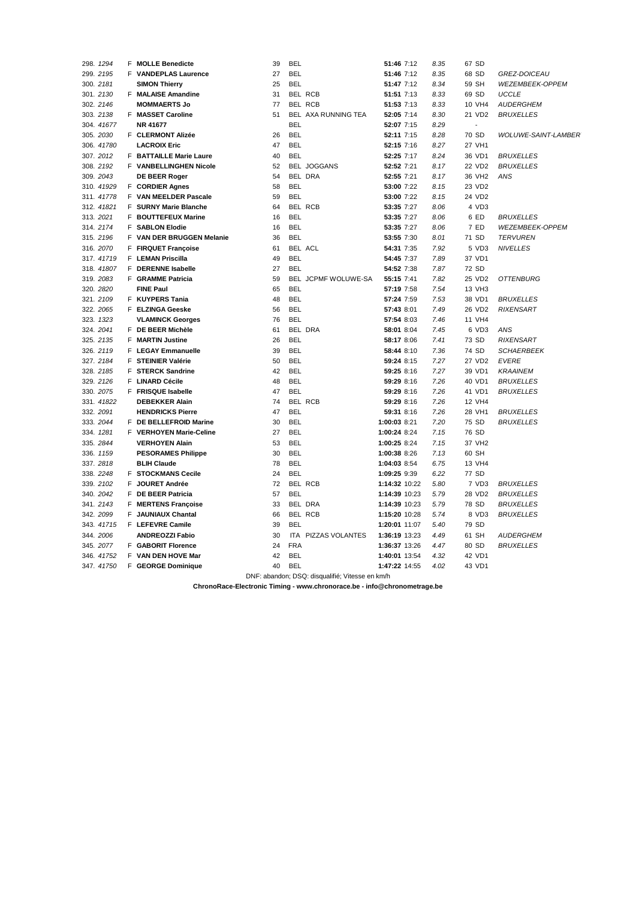| | | | | | | | | | | | | |
|---|---|---|---|---|---|---|---|---|---|---|---|---|
| 298. | *1294* | F | **MOLLE Benedicte** | 39 | BEL | | **51:46** | 7:12 | *8.35* | 67 | SD | |
| 299. | *2195* | F | **VANDEPLAS Laurence** | 27 | BEL | | **51:46** | 7:12 | *8.35* | 68 | SD | *GREZ-DOICEAU* |
| 300. | *2181* | | **SIMON Thierry** | 25 | BEL | | **51:47** | 7:12 | *8.34* | 59 | SH | *WEZEMBEEK-OPPEM* |
| 301. | *2130* | F | **MALAISE Amandine** | 31 | BEL | RCB | **51:51** | 7:13 | *8.33* | 69 | SD | *UCCLE* |
| 302. | *2146* | | **MOMMAERTS Jo** | 77 | BEL | RCB | **51:53** | 7:13 | *8.33* | 10 | VH4 | *AUDERGHEM* |
| 303. | *2138* | F | **MASSET Caroline** | 51 | BEL | AXA RUNNING TEA | **52:05** | 7:14 | *8.30* | 21 | VD2 | *BRUXELLES* |
| 304. | *41677* | | **NR 41677** | | BEL | | **52:07** | 7:15 | *8.29* | - | | |
| 305. | *2030* | F | **CLERMONT Alizée** | 26 | BEL | | **52:11** | 7:15 | *8.28* | 70 | SD | *WOLUWE-SAINT-LAMBER* |
| 306. | *41780* | | **LACROIX Eric** | 47 | BEL | | **52:15** | 7:16 | *8.27* | 27 | VH1 | |
| 307. | *2012* | F | **BATTAILLE Marie Laure** | 40 | BEL | | **52:25** | 7:17 | *8.24* | 36 | VD1 | *BRUXELLES* |
| 308. | *2192* | F | **VANBELLINGHEN Nicole** | 52 | BEL | JOGGANS | **52:52** | 7:21 | *8.17* | 22 | VD2 | *BRUXELLES* |
| 309. | *2043* | | **DE BEER Roger** | 54 | BEL | DRA | **52:55** | 7:21 | *8.17* | 36 | VH2 | *ANS* |
| 310. | *41929* | F | **CORDIER Agnes** | 58 | BEL | | **53:00** | 7:22 | *8.15* | 23 | VD2 | |
| 311. | *41778* | F | **VAN MEELDER Pascale** | 59 | BEL | | **53:00** | 7:22 | *8.15* | 24 | VD2 | |
| 312. | *41821* | F | **SURNY Marie Blanche** | 64 | BEL | RCB | **53:35** | 7:27 | *8.06* | 4 | VD3 | |
| 313. | *2021* | F | **BOUTTEFEUX Marine** | 16 | BEL | | **53:35** | 7:27 | *8.06* | 6 | ED | *BRUXELLES* |
| 314. | *2174* | F | **SABLON Elodie** | 16 | BEL | | **53:35** | 7:27 | *8.06* | 7 | ED | *WEZEMBEEK-OPPEM* |
| 315. | *2196* | F | **VAN DER BRUGGEN Melanie** | 36 | BEL | | **53:55** | 7:30 | *8.01* | 71 | SD | *TERVUREN* |
| 316. | *2070* | F | **FIRQUET Françoise** | 61 | BEL | ACL | **54:31** | 7:35 | *7.92* | 5 | VD3 | *NIVELLES* |
| 317. | *41719* | F | **LEMAN Priscilla** | 49 | BEL | | **54:45** | 7:37 | *7.89* | 37 | VD1 | |
| 318. | *41807* | F | **DERENNE Isabelle** | 27 | BEL | | **54:52** | 7:38 | *7.87* | 72 | SD | |
| 319. | *2083* | F | **GRAMME Patricia** | 59 | BEL | JCPMF WOLUWE-SA | **55:15** | 7:41 | *7.82* | 25 | VD2 | *OTTENBURG* |
| 320. | *2820* | | **FINE Paul** | 65 | BEL | | **57:19** | 7:58 | *7.54* | 13 | VH3 | |
| 321. | *2109* | F | **KUYPERS Tania** | 48 | BEL | | **57:24** | 7:59 | *7.53* | 38 | VD1 | *BRUXELLES* |
| 322. | *2065* | F | **ELZINGA Geeske** | 56 | BEL | | **57:43** | 8:01 | *7.49* | 26 | VD2 | *RIXENSART* |
| 323. | *1323* | | **VLAMINCK Georges** | 76 | BEL | | **57:54** | 8:03 | *7.46* | 11 | VH4 | |
| 324. | *2041* | F | **DE BEER Michèle** | 61 | BEL | DRA | **58:01** | 8:04 | *7.45* | 6 | VD3 | *ANS* |
| 325. | *2135* | F | **MARTIN Justine** | 26 | BEL | | **58:17** | 8:06 | *7.41* | 73 | SD | *RIXENSART* |
| 326. | *2119* | F | **LEGAY Emmanuelle** | 39 | BEL | | **58:44** | 8:10 | *7.36* | 74 | SD | *SCHAERBEEK* |
| 327. | *2184* | F | **STEINIER Valérie** | 50 | BEL | | **59:24** | 8:15 | *7.27* | 27 | VD2 | *EVERE* |
| 328. | *2185* | F | **STERCK Sandrine** | 42 | BEL | | **59:25** | 8:16 | *7.27* | 39 | VD1 | *KRAAINEM* |
| 329. | *2126* | F | **LINARD Cécile** | 48 | BEL | | **59:29** | 8:16 | *7.26* | 40 | VD1 | *BRUXELLES* |
| 330. | *2075* | F | **FRISQUE Isabelle** | 47 | BEL | | **59:29** | 8:16 | *7.26* | 41 | VD1 | *BRUXELLES* |
| 331. | *41822* | | **DEBEKKER Alain** | 74 | BEL | RCB | **59:29** | 8:16 | *7.26* | 12 | VH4 | |
| 332. | *2091* | | **HENDRICKS Pierre** | 47 | BEL | | **59:31** | 8:16 | *7.26* | 28 | VH1 | *BRUXELLES* |
| 333. | *2044* | F | **DE BELLEFROID Marine** | 30 | BEL | | **1:00:03** | 8:21 | *7.20* | 75 | SD | *BRUXELLES* |
| 334. | *1281* | F | **VERHOYEN Marie-Celine** | 27 | BEL | | **1:00:24** | 8:24 | *7.15* | 76 | SD | |
| 335. | *2844* | | **VERHOYEN Alain** | 53 | BEL | | **1:00:25** | 8:24 | *7.15* | 37 | VH2 | |
| 336. | *1159* | | **PESORAMES Philippe** | 30 | BEL | | **1:00:38** | 8:26 | *7.13* | 60 | SH | |
| 337. | *2818* | | **BLIH Claude** | 78 | BEL | | **1:04:03** | 8:54 | *6.75* | 13 | VH4 | |
| 338. | *2248* | F | **STOCKMANS Cecile** | 24 | BEL | | **1:09:25** | 9:39 | *6.22* | 77 | SD | |
| 339. | *2102* | F | **JOURET Andrée** | 72 | BEL | RCB | **1:14:32** | 10:22 | *5.80* | 7 | VD3 | *BRUXELLES* |
| 340. | *2042* | F | **DE BEER Patricia** | 57 | BEL | | **1:14:39** | 10:23 | *5.79* | 28 | VD2 | *BRUXELLES* |
| 341. | *2143* | F | **MERTENS Françoise** | 33 | BEL | DRA | **1:14:39** | 10:23 | *5.79* | 78 | SD | *BRUXELLES* |
| 342. | *2099* | F | **JAUNIAUX Chantal** | 66 | BEL | RCB | **1:15:20** | 10:28 | *5.74* | 8 | VD3 | *BRUXELLES* |
| 343. | *41715* | F | **LEFEVRE Camile** | 39 | BEL | | **1:20:01** | 11:07 | *5.40* | 79 | SD | |
| 344. | *2006* | | **ANDREOZZI Fabio** | 30 | ITA | PIZZAS VOLANTES | **1:36:19** | 13:23 | *4.49* | 61 | SH | *AUDERGHEM* |
| 345. | *2077* | F | **GABORIT Florence** | 24 | FRA | | **1:36:37** | 13:26 | *4.47* | 80 | SD | *BRUXELLES* |
| 346. | *41752* | F | **VAN DEN HOVE Mar** | 42 | BEL | | **1:40:01** | 13:54 | *4.32* | 42 | VD1 | |
| 347. | *41750* | F | **GEORGE Dominique** | 40 | BEL | | **1:47:22** | 14:55 | *4.02* | 43 | VD1 | |

DNF: abandon; DSQ: disqualifié; Vitesse en km/h

**ChronoRace-Electronic Timing - www.chronorace.be - info@chronometrage.be**